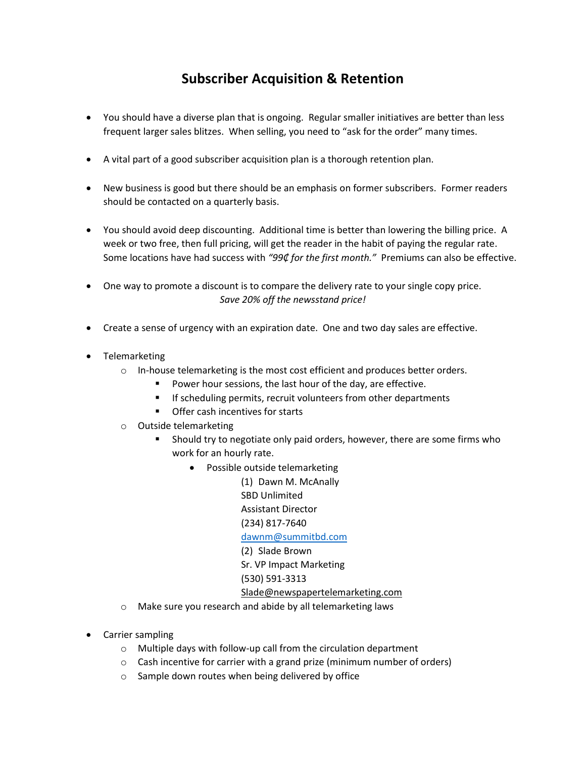# Subscriber Acquisition & Retention

- You should have a diverse plan that is ongoing. Regular smaller initiatives are better than less frequent larger sales blitzes. When selling, you need to "ask for the order" many times.

- A vital part of a good subscriber acquisition plan is a thorough retention plan.

- New business is good but there should be an emphasis on former subscribers. Former readers should be contacted on a quarterly basis.

- You should avoid deep discounting. Additional time is better than lowering the billing price. A week or two free, then full pricing, will get the reader in the habit of paying the regular rate. Some locations have had success with *"99₵ for the first month."* Premiums can also be effective.

- One way to promote a discount is to compare the delivery rate to your single copy price. *Save 20% off the newsstand price!*

- Create a sense of urgency with an expiration date. One and two day sales are effective.

- Telemarketing
  - In-house telemarketing is the most cost efficient and produces better orders.
    - Power hour sessions, the last hour of the day, are effective.
    - If scheduling permits, recruit volunteers from other departments
    - Offer cash incentives for starts
  - Outside telemarketing
    - Should try to negotiate only paid orders, however, there are some firms who work for an hourly rate.
      - Possible outside telemarketing

        (1) Dawn M. McAnally
        SBD Unlimited
        Assistant Director
        (234) 817-7640
        dawnm@summitbd.com

        (2) Slade Brown
        Sr. VP Impact Marketing
        (530) 591-3313
        Slade@newspapertelemarketing.com
  - Make sure you research and abide by all telemarketing laws

- Carrier sampling
  - Multiple days with follow-up call from the circulation department
  - Cash incentive for carrier with a grand prize (minimum number of orders)
  - Sample down routes when being delivered by office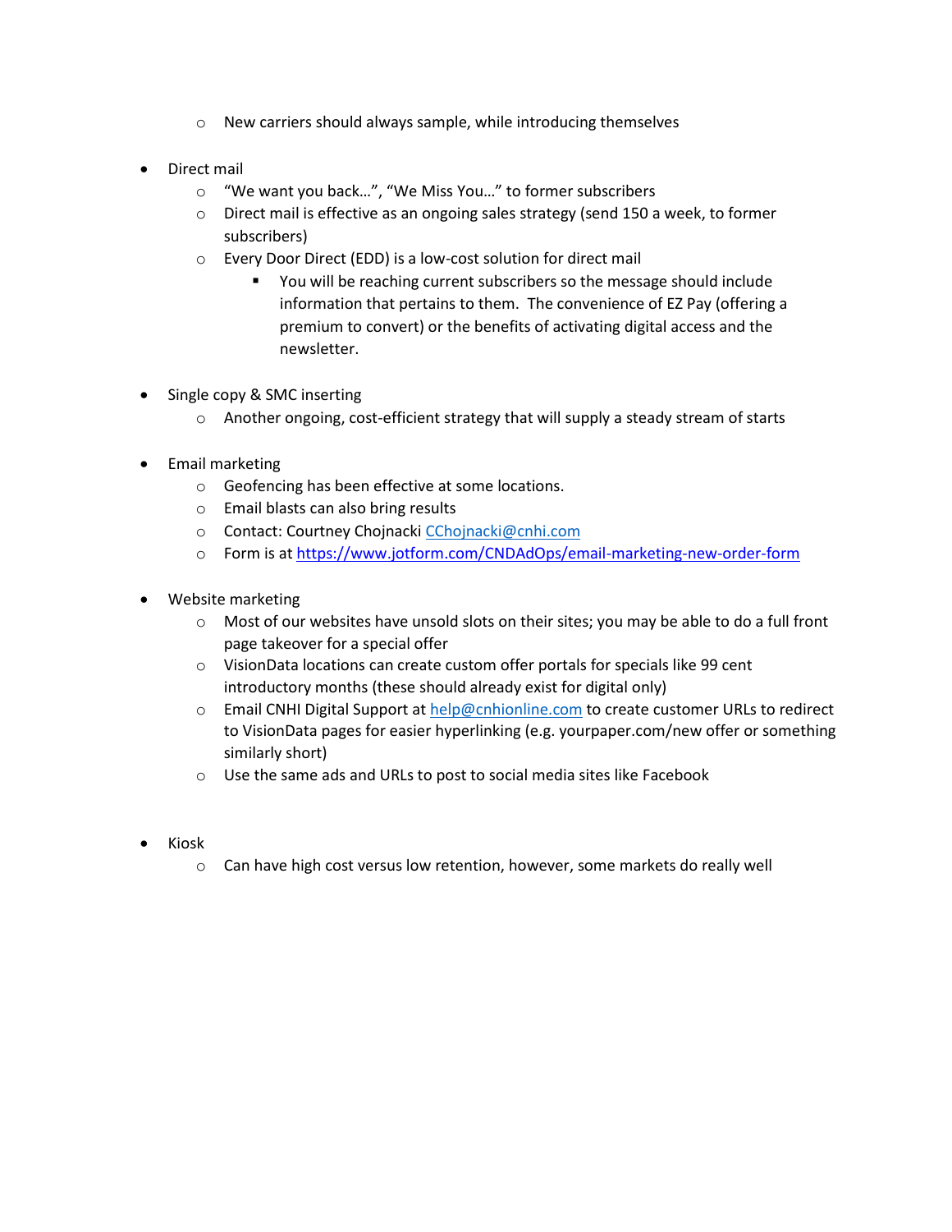- New carriers should always sample, while introducing themselves

- Direct mail
    - "We want you back…", "We Miss You…" to former subscribers
    - Direct mail is effective as an ongoing sales strategy (send 150 a week, to former subscribers)
    - Every Door Direct (EDD) is a low-cost solution for direct mail
        - You will be reaching current subscribers so the message should include information that pertains to them. The convenience of EZ Pay (offering a premium to convert) or the benefits of activating digital access and the newsletter.

- Single copy & SMC inserting
    - Another ongoing, cost-efficient strategy that will supply a steady stream of starts

- Email marketing
    - Geofencing has been effective at some locations.
    - Email blasts can also bring results
    - Contact: Courtney Chojnacki [CChojnacki@cnhi.com](mailto:CChojnacki@cnhi.com)
    - Form is at [https://www.jotform.com/CNDAdOps/email-marketing-new-order-form](https://www.jotform.com/CNDAdOps/email-marketing-new-order-form)

- Website marketing
    - Most of our websites have unsold slots on their sites; you may be able to do a full front page takeover for a special offer
    - VisionData locations can create custom offer portals for specials like 99 cent introductory months (these should already exist for digital only)
    - Email CNHI Digital Support at [help@cnhionline.com](mailto:help@cnhionline.com) to create customer URLs to redirect to VisionData pages for easier hyperlinking (e.g. yourpaper.com/new offer or something similarly short)
    - Use the same ads and URLs to post to social media sites like Facebook

- Kiosk
    - Can have high cost versus low retention, however, some markets do really well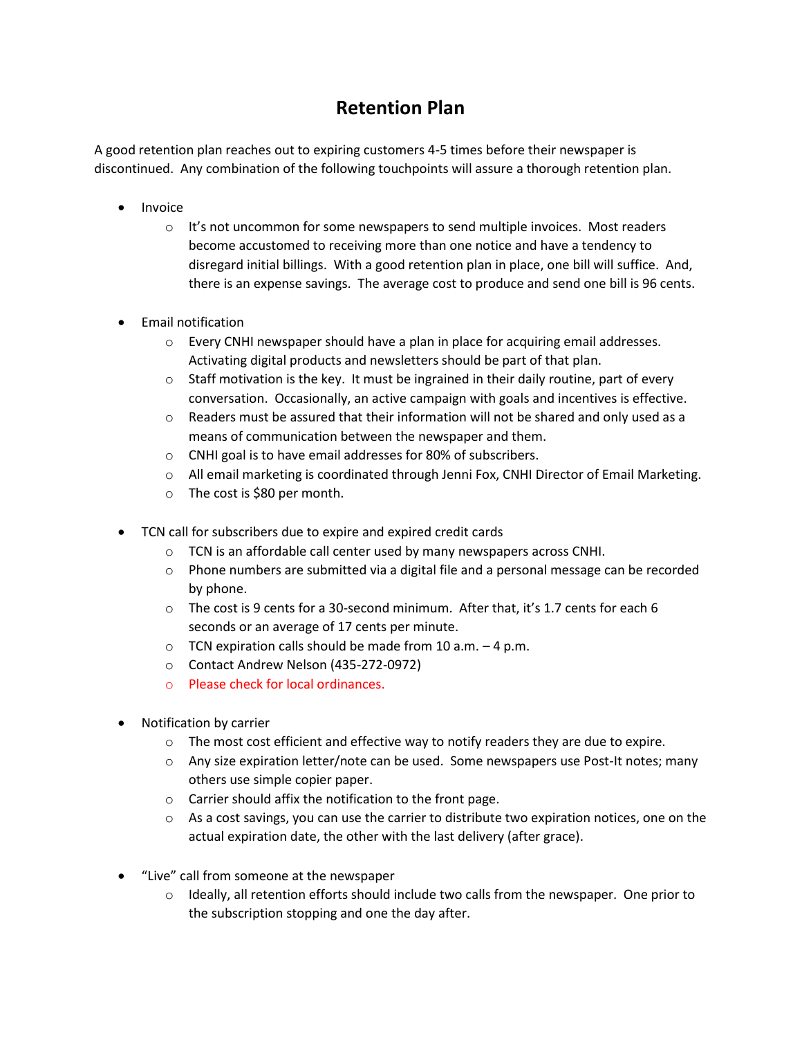# Retention Plan

A good retention plan reaches out to expiring customers 4-5 times before their newspaper is discontinued. Any combination of the following touchpoints will assure a thorough retention plan.

- Invoice
  - It's not uncommon for some newspapers to send multiple invoices. Most readers become accustomed to receiving more than one notice and have a tendency to disregard initial billings. With a good retention plan in place, one bill will suffice. And, there is an expense savings. The average cost to produce and send one bill is 96 cents.

- Email notification
  - Every CNHI newspaper should have a plan in place for acquiring email addresses. Activating digital products and newsletters should be part of that plan.
  - Staff motivation is the key. It must be ingrained in their daily routine, part of every conversation. Occasionally, an active campaign with goals and incentives is effective.
  - Readers must be assured that their information will not be shared and only used as a means of communication between the newspaper and them.
  - CNHI goal is to have email addresses for 80% of subscribers.
  - All email marketing is coordinated through Jenni Fox, CNHI Director of Email Marketing.
  - The cost is $80 per month.

- TCN call for subscribers due to expire and expired credit cards
  - TCN is an affordable call center used by many newspapers across CNHI.
  - Phone numbers are submitted via a digital file and a personal message can be recorded by phone.
  - The cost is 9 cents for a 30-second minimum. After that, it's 1.7 cents for each 6 seconds or an average of 17 cents per minute.
  - TCN expiration calls should be made from 10 a.m. – 4 p.m.
  - Contact Andrew Nelson (435-272-0972)
  - Please check for local ordinances.

- Notification by carrier
  - The most cost efficient and effective way to notify readers they are due to expire.
  - Any size expiration letter/note can be used. Some newspapers use Post-It notes; many others use simple copier paper.
  - Carrier should affix the notification to the front page.
  - As a cost savings, you can use the carrier to distribute two expiration notices, one on the actual expiration date, the other with the last delivery (after grace).

- "Live" call from someone at the newspaper
  - Ideally, all retention efforts should include two calls from the newspaper. One prior to the subscription stopping and one the day after.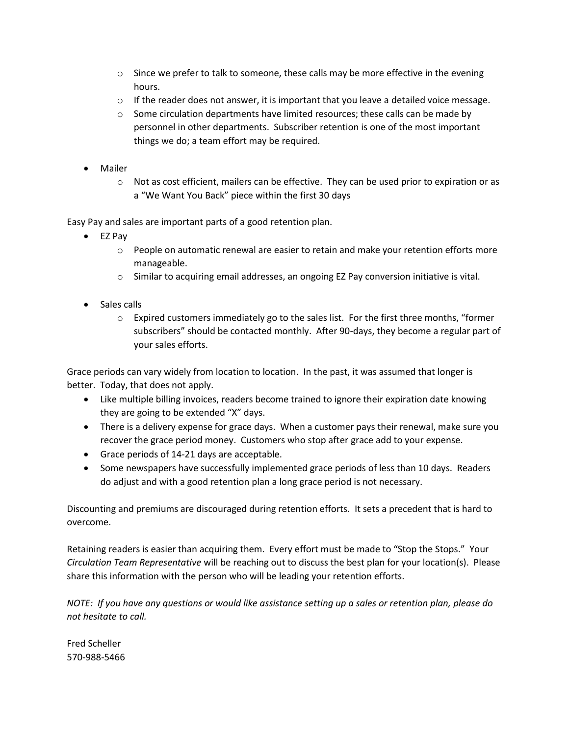- Since we prefer to talk to someone, these calls may be more effective in the evening hours.
  - If the reader does not answer, it is important that you leave a detailed voice message.
  - Some circulation departments have limited resources; these calls can be made by personnel in other departments. Subscriber retention is one of the most important things we do; a team effort may be required.

- Mailer
  - Not as cost efficient, mailers can be effective. They can be used prior to expiration or as a "We Want You Back" piece within the first 30 days

Easy Pay and sales are important parts of a good retention plan.

- EZ Pay
  - People on automatic renewal are easier to retain and make your retention efforts more manageable.
  - Similar to acquiring email addresses, an ongoing EZ Pay conversion initiative is vital.

- Sales calls
  - Expired customers immediately go to the sales list. For the first three months, "former subscribers" should be contacted monthly. After 90-days, they become a regular part of your sales efforts.

Grace periods can vary widely from location to location. In the past, it was assumed that longer is better. Today, that does not apply.

- Like multiple billing invoices, readers become trained to ignore their expiration date knowing they are going to be extended "X" days.
- There is a delivery expense for grace days. When a customer pays their renewal, make sure you recover the grace period money. Customers who stop after grace add to your expense.
- Grace periods of 14-21 days are acceptable.
- Some newspapers have successfully implemented grace periods of less than 10 days. Readers do adjust and with a good retention plan a long grace period is not necessary.

Discounting and premiums are discouraged during retention efforts. It sets a precedent that is hard to overcome.

Retaining readers is easier than acquiring them. Every effort must be made to "Stop the Stops." Your *Circulation Team Representative* will be reaching out to discuss the best plan for your location(s). Please share this information with the person who will be leading your retention efforts.

*NOTE: If you have any questions or would like assistance setting up a sales or retention plan, please do not hesitate to call.*

Fred Scheller
570-988-5466